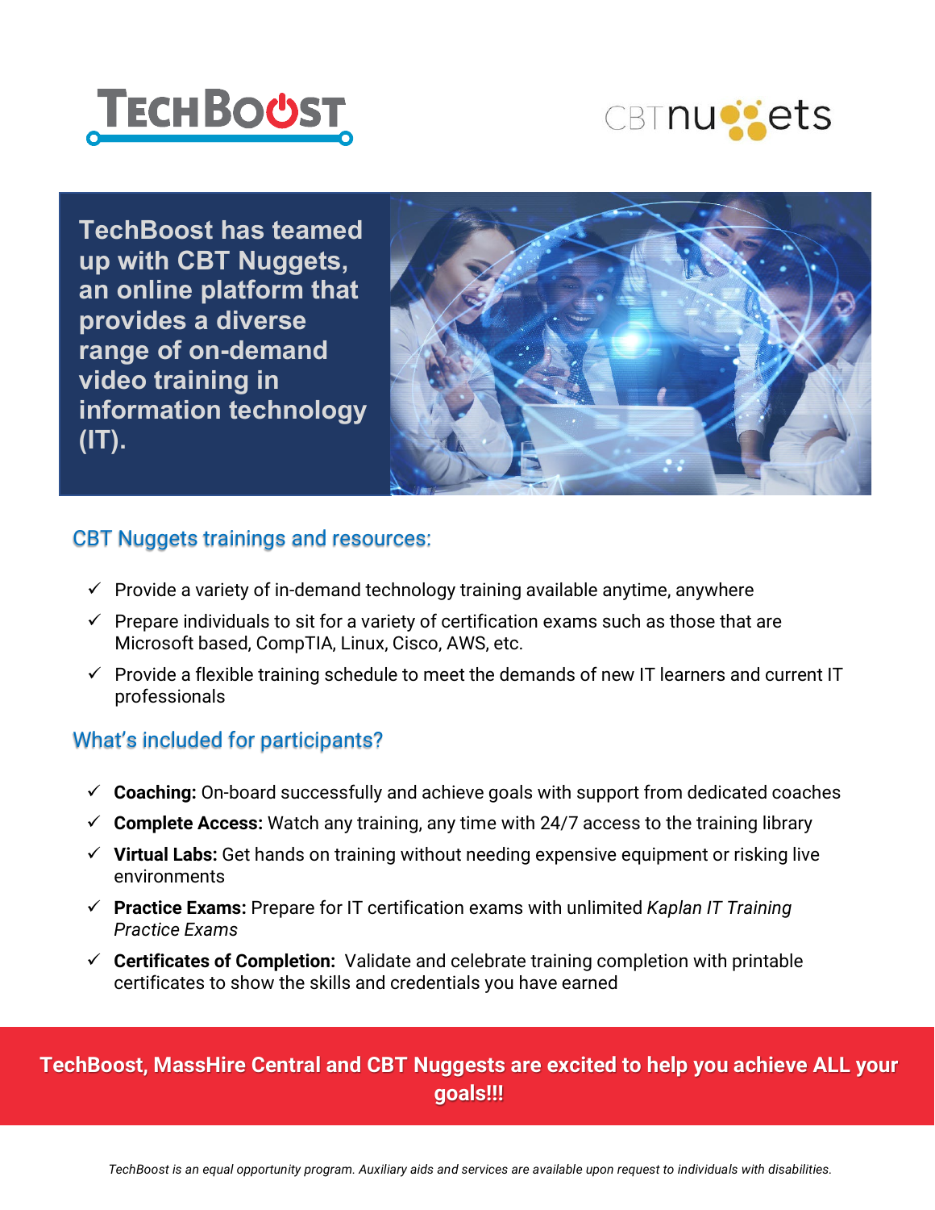TechBoost has teamed up with CBT Nuggets, an online platform that provides a diverse range of on-demand video training in information technology (IT).

## CBT Nuggets trainings and resources:

- ✓ Provide a variety of in-demand technology training available anytime, anywhere
- ✓ Prepare individuals to sit for a variety of certification exams such as those that are Microsoft based, CompTIA, Linux, Cisco, AWS, etc.
- ✓ Provide a flexible training schedule to meet the demands of new IT learners and current IT professionals

## What's included for participants?

- ✓ **Coaching:** On-board successfully and achieve goals with support from dedicated coaches
- ✓ **Complete Access:** Watch any training, any time with 24/7 access to the training library
- ✓ **Virtual Labs:** Get hands on training without needing expensive equipment or risking live environments
- ✓ **Practice Exams:** Prepare for IT certification exams with unlimited *Kaplan IT Training Practice Exams*
- ✓ **Certificates of Completion:** Validate and celebrate training completion with printable certificates to show the skills and credentials you have earned

**TechBoost, MassHire Central and CBT Nuggests are excited to help you achieve ALL your goals!!!**

*TechBoost is an equal opportunity program. Auxiliary aids and services are available upon request to individuals with disabilities.*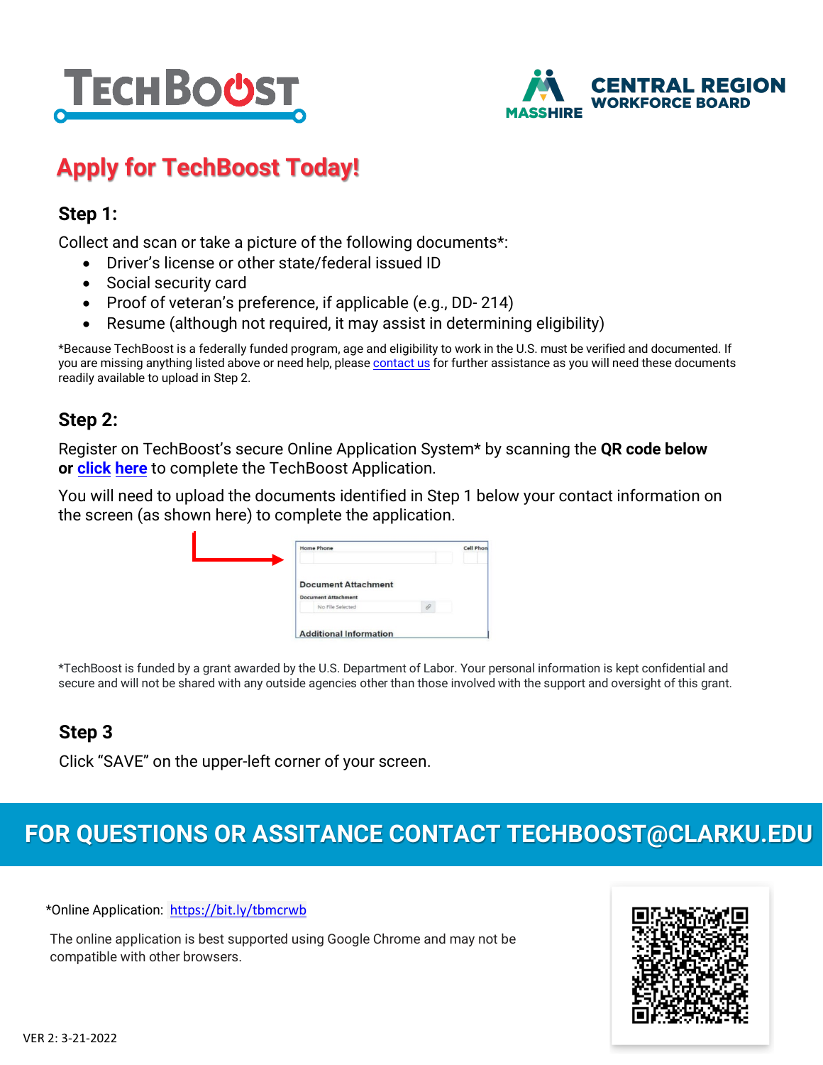TECHBOOST

MASSHIRE CENTRAL REGION WORKFORCE BOARD

# Apply for TechBoost Today!

## Step 1:

Collect and scan or take a picture of the following documents*:

- Driver's license or other state/federal issued ID
- Social security card
- Proof of veteran's preference, if applicable (e.g., DD- 214)
- Resume (although not required, it may assist in determining eligibility)

*Because TechBoost is a federally funded program, age and eligibility to work in the U.S. must be verified and documented. If you are missing anything listed above or need help, please contact us for further assistance as you will need these documents readily available to upload in Step 2.

## Step 2:

Register on TechBoost's secure Online Application System* by scanning the **QR code below or click here** to complete the TechBoost Application.

You will need to upload the documents identified in Step 1 below your contact information on the screen (as shown here) to complete the application.

Home Phone

Cell Phon

Document Attachment

Document Attachment

No File Selected

Additional Information

*TechBoost is funded by a grant awarded by the U.S. Department of Labor. Your personal information is kept confidential and secure and will not be shared with any outside agencies other than those involved with the support and oversight of this grant.

## Step 3

Click "SAVE" on the upper-left corner of your screen.

**FOR QUESTIONS OR ASSITANCE CONTACT TECHBOOST@CLARKU.EDU**

*Online Application: https://bit.ly/tbmcrwb

The online application is best supported using Google Chrome and may not be compatible with other browsers.

VER 2: 3-21-2022